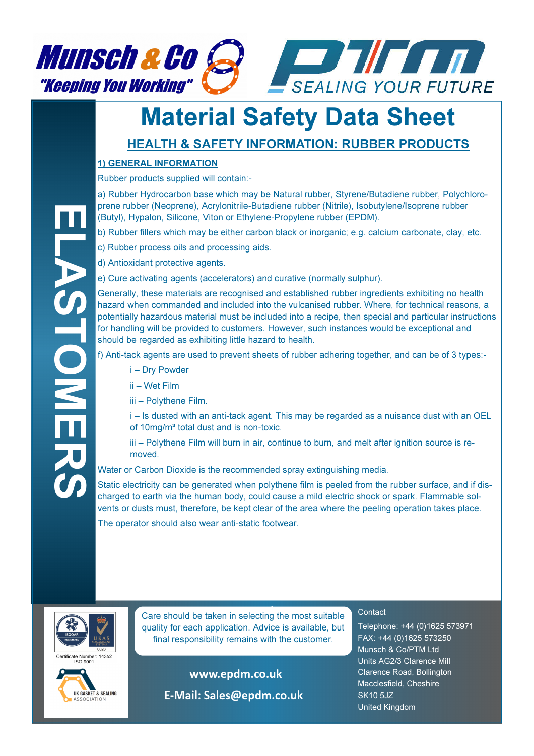Munsch & Co "Keeping You Working"

PTM SEALING YOUR FUTURE

# Material Safety Data Sheet

## HEALTH & SAFETY INFORMATION: RUBBER PRODUCTS

ELASTOMERS

### 1) GENERAL INFORMATION

Rubber products supplied will contain:-

a) Rubber Hydrocarbon base which may be Natural rubber, Styrene/Butadiene rubber, Polychloroprene rubber (Neoprene), Acrylonitrile-Butadiene rubber (Nitrile), Isobutylene/Isoprene rubber (Butyl), Hypalon, Silicone, Viton or Ethylene-Propylene rubber (EPDM).

b) Rubber fillers which may be either carbon black or inorganic; e.g. calcium carbonate, clay, etc.

c) Rubber process oils and processing aids.

d) Antioxidant protective agents.

e) Cure activating agents (accelerators) and curative (normally sulphur).

Generally, these materials are recognised and established rubber ingredients exhibiting no health hazard when commanded and included into the vulcanised rubber. Where, for technical reasons, a potentially hazardous material must be included into a recipe, then special and particular instructions for handling will be provided to customers. However, such instances would be exceptional and should be regarded as exhibiting little hazard to health.

f) Anti-tack agents are used to prevent sheets of rubber adhering together, and can be of 3 types:-

i – Dry Powder

ii – Wet Film

iii – Polythene Film.

i – Is dusted with an anti-tack agent. This may be regarded as a nuisance dust with an OEL of 10mg/m³ total dust and is non-toxic.

iii – Polythene Film will burn in air, continue to burn, and melt after ignition source is removed.

Water or Carbon Dioxide is the recommended spray extinguishing media.

Static electricity can be generated when polythene film is peeled from the rubber surface, and if discharged to earth via the human body, could cause a mild electric shock or spark. Flammable solvents or dusts must, therefore, be kept clear of the area where the peeling operation takes place.

The operator should also wear anti-static footwear.

ISOQAR REGISTERED · UKAS MANAGEMENT SYSTEMS 0026

Certificate Number: 14352
ISO 9001

UK GASKET & SEALING ASSOCIATION

Care should be taken in selecting the most suitable quality for each application. Advice is available, but final responsibility remains with the customer.

**www.epdm.co.uk**

**E-Mail: Sales@epdm.co.uk**

Contact

Telephone: +44 (0)1625 573971
FAX: +44 (0)1625 573250
Munsch & Co/PTM Ltd
Units AG2/3 Clarence Mill
Clarence Road, Bollington
Macclesfield, Cheshire
SK10 5JZ
United Kingdom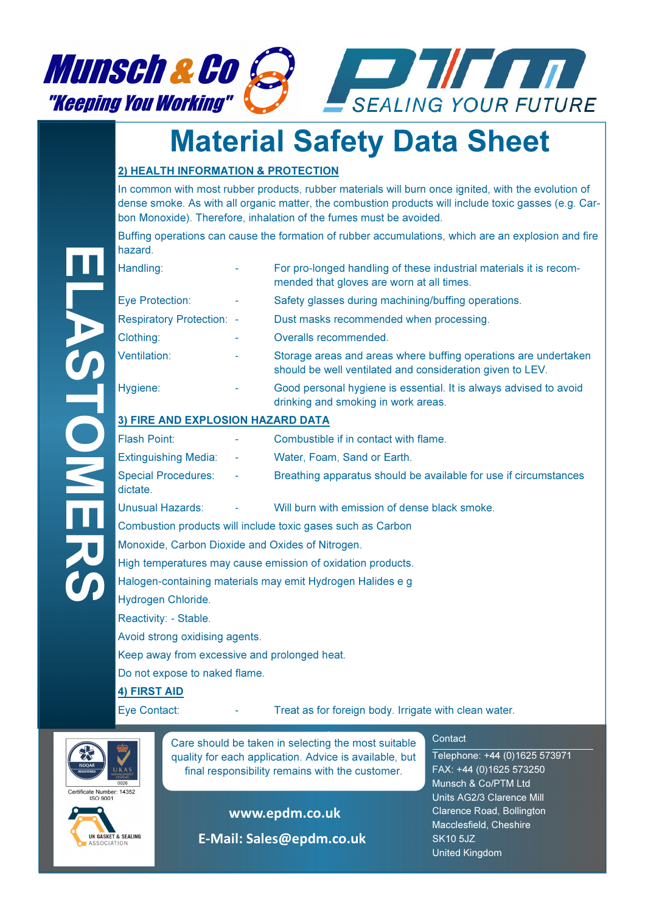# Material Safety Data Sheet

ELASTOMERS

## 2) HEALTH INFORMATION & PROTECTION

In common with most rubber products, rubber materials will burn once ignited, with the evolution of dense smoke. As with all organic matter, the combustion products will include toxic gasses (e.g. Carbon Monoxide). Therefore, inhalation of the fumes must be avoided.

Buffing operations can cause the formation of rubber accumulations, which are an explosion and fire hazard.

| | | |
|---|---|---|
| Handling: | - | For pro-longed handling of these industrial materials it is recommended that gloves are worn at all times. |
| Eye Protection: | - | Safety glasses during machining/buffing operations. |
| Respiratory Protection: | - | Dust masks recommended when processing. |
| Clothing: | - | Overalls recommended. |
| Ventilation: | - | Storage areas and areas where buffing operations are undertaken should be well ventilated and consideration given to LEV. |
| Hygiene: | - | Good personal hygiene is essential. It is always advised to avoid drinking and smoking in work areas. |

## 3) FIRE AND EXPLOSION HAZARD DATA

| | | |
|---|---|---|
| Flash Point: | - | Combustible if in contact with flame. |
| Extinguishing Media: | - | Water, Foam, Sand or Earth. |
| Special Procedures: | - | Breathing apparatus should be available for use if circumstances dictate. |
| Unusual Hazards: | - | Will burn with emission of dense black smoke. |

Combustion products will include toxic gases such as Carbon Monoxide, Carbon Dioxide and Oxides of Nitrogen.

High temperatures may cause emission of oxidation products.

Halogen-containing materials may emit Hydrogen Halides e g Hydrogen Chloride.

Reactivity: - Stable.

Avoid strong oxidising agents.

Keep away from excessive and prolonged heat.

Do not expose to naked flame.

## 4) FIRST AID

| | | |
|---|---|---|
| Eye Contact: | - | Treat as for foreign body. Irrigate with clean water. |

Certificate Number: 14352
ISO 9001

Care should be taken in selecting the most suitable quality for each application. Advice is available, but final responsibility remains with the customer.

www.epdm.co.uk

E-Mail: Sales@epdm.co.uk

Contact

Telephone: +44 (0)1625 573971
FAX: +44 (0)1625 573250
Munsch & Co/PTM Ltd
Units AG2/3 Clarence Mill
Clarence Road, Bollington
Macclesfield, Cheshire
SK10 5JZ
United Kingdom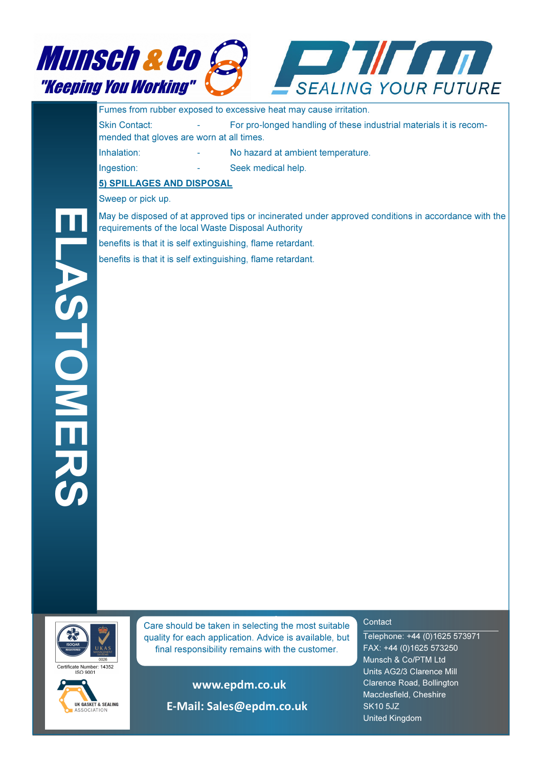Fumes from rubber exposed to excessive heat may cause irritation.

Skin Contact: - For pro-longed handling of these industrial materials it is recommended that gloves are worn at all times.

Inhalation: - No hazard at ambient temperature.

Ingestion: - Seek medical help.

## 5) SPILLAGES AND DISPOSAL

Sweep or pick up.

May be disposed of at approved tips or incinerated under approved conditions in accordance with the requirements of the local Waste Disposal Authority

benefits is that it is self extinguishing, flame retardant.

benefits is that it is self extinguishing, flame retardant.

Certificate Number: 14352
ISO 9001

Care should be taken in selecting the most suitable quality for each application. Advice is available, but final responsibility remains with the customer.

www.epdm.co.uk

E-Mail: Sales@epdm.co.uk

Contact

Telephone: +44 (0)1625 573971
FAX: +44 (0)1625 573250
Munsch & Co/PTM Ltd
Units AG2/3 Clarence Mill
Clarence Road, Bollington
Macclesfield, Cheshire
SK10 5JZ
United Kingdom